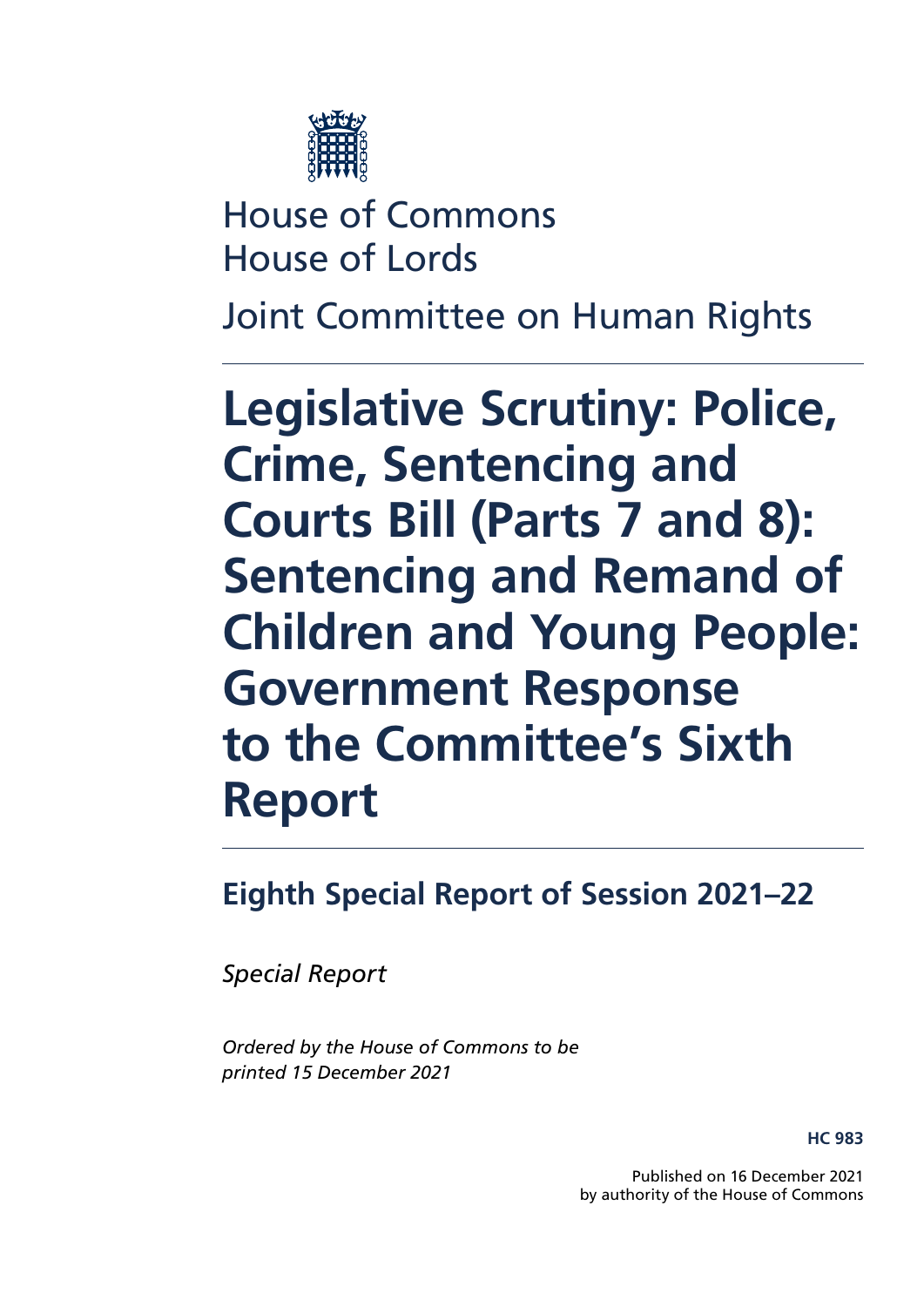House of Commons
House of Lords

Joint Committee on Human Rights

# Legislative Scrutiny: Police, Crime, Sentencing and Courts Bill (Parts 7 and 8): Sentencing and Remand of Children and Young People: Government Response to the Committee's Sixth Report

## Eighth Special Report of Session 2021–22

*Special Report*

*Ordered by the House of Commons to be printed 15 December 2021*

**HC 983**

Published on 16 December 2021
by authority of the House of Commons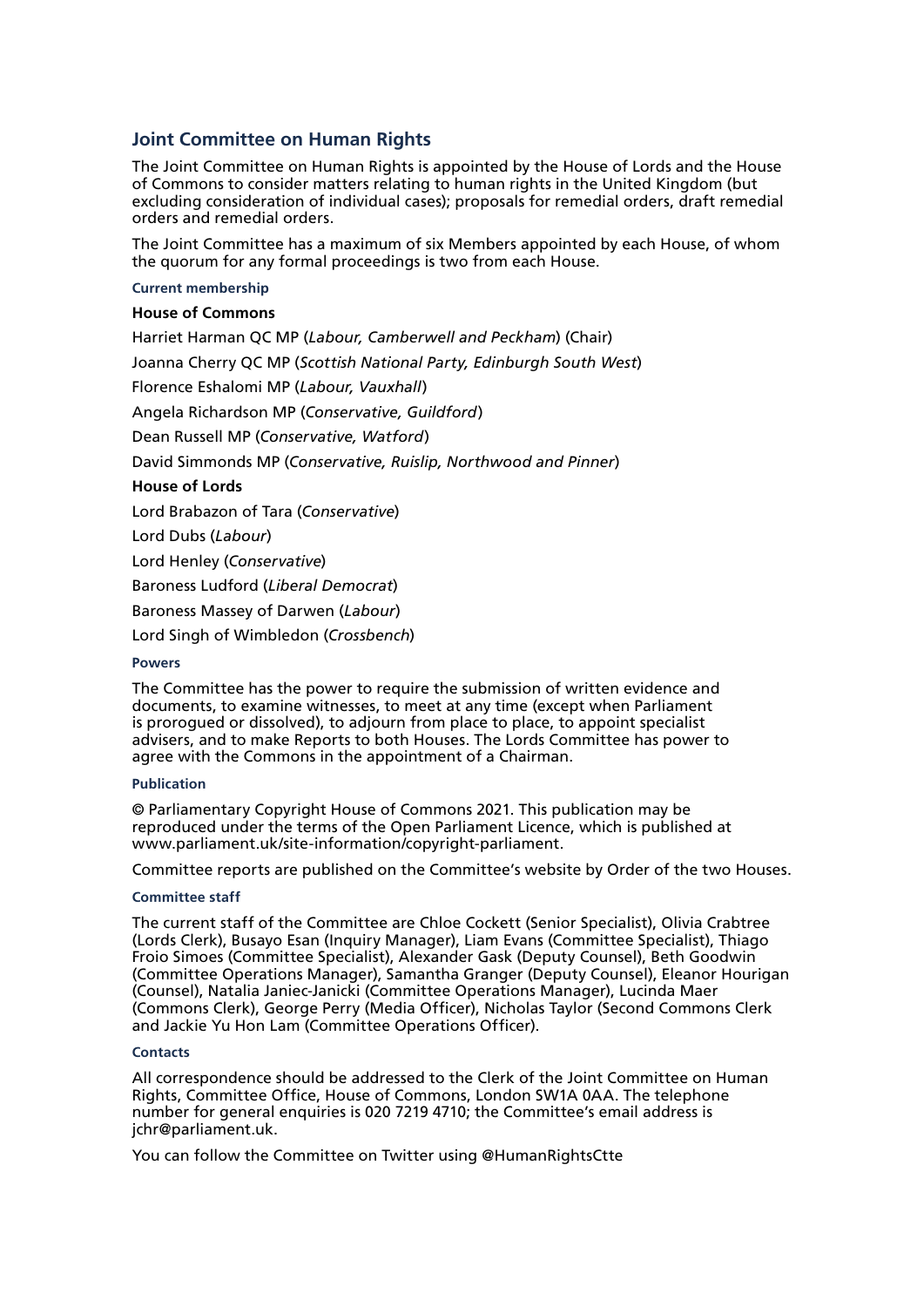## Joint Committee on Human Rights

The Joint Committee on Human Rights is appointed by the House of Lords and the House of Commons to consider matters relating to human rights in the United Kingdom (but excluding consideration of individual cases); proposals for remedial orders, draft remedial orders and remedial orders.

The Joint Committee has a maximum of six Members appointed by each House, of whom the quorum for any formal proceedings is two from each House.

#### Current membership

**House of Commons**

Harriet Harman QC MP (*Labour, Camberwell and Peckham*) (Chair)

Joanna Cherry QC MP (*Scottish National Party, Edinburgh South West*)

Florence Eshalomi MP (*Labour, Vauxhall*)

Angela Richardson MP (*Conservative, Guildford*)

Dean Russell MP (*Conservative, Watford*)

David Simmonds MP (*Conservative, Ruislip, Northwood and Pinner*)

**House of Lords**

Lord Brabazon of Tara (*Conservative*)

Lord Dubs (*Labour*)

Lord Henley (*Conservative*)

Baroness Ludford (*Liberal Democrat*)

Baroness Massey of Darwen (*Labour*)

Lord Singh of Wimbledon (*Crossbench*)

#### Powers

The Committee has the power to require the submission of written evidence and documents, to examine witnesses, to meet at any time (except when Parliament is prorogued or dissolved), to adjourn from place to place, to appoint specialist advisers, and to make Reports to both Houses. The Lords Committee has power to agree with the Commons in the appointment of a Chairman.

#### Publication

© Parliamentary Copyright House of Commons 2021. This publication may be reproduced under the terms of the Open Parliament Licence, which is published at www.parliament.uk/site-information/copyright-parliament.

Committee reports are published on the Committee's website by Order of the two Houses.

#### Committee staff

The current staff of the Committee are Chloe Cockett (Senior Specialist), Olivia Crabtree (Lords Clerk), Busayo Esan (Inquiry Manager), Liam Evans (Committee Specialist), Thiago Froio Simoes (Committee Specialist), Alexander Gask (Deputy Counsel), Beth Goodwin (Committee Operations Manager), Samantha Granger (Deputy Counsel), Eleanor Hourigan (Counsel), Natalia Janiec-Janicki (Committee Operations Manager), Lucinda Maer (Commons Clerk), George Perry (Media Officer), Nicholas Taylor (Second Commons Clerk and Jackie Yu Hon Lam (Committee Operations Officer).

#### Contacts

All correspondence should be addressed to the Clerk of the Joint Committee on Human Rights, Committee Office, House of Commons, London SW1A 0AA. The telephone number for general enquiries is 020 7219 4710; the Committee's email address is jchr@parliament.uk.

You can follow the Committee on Twitter using @HumanRightsCtte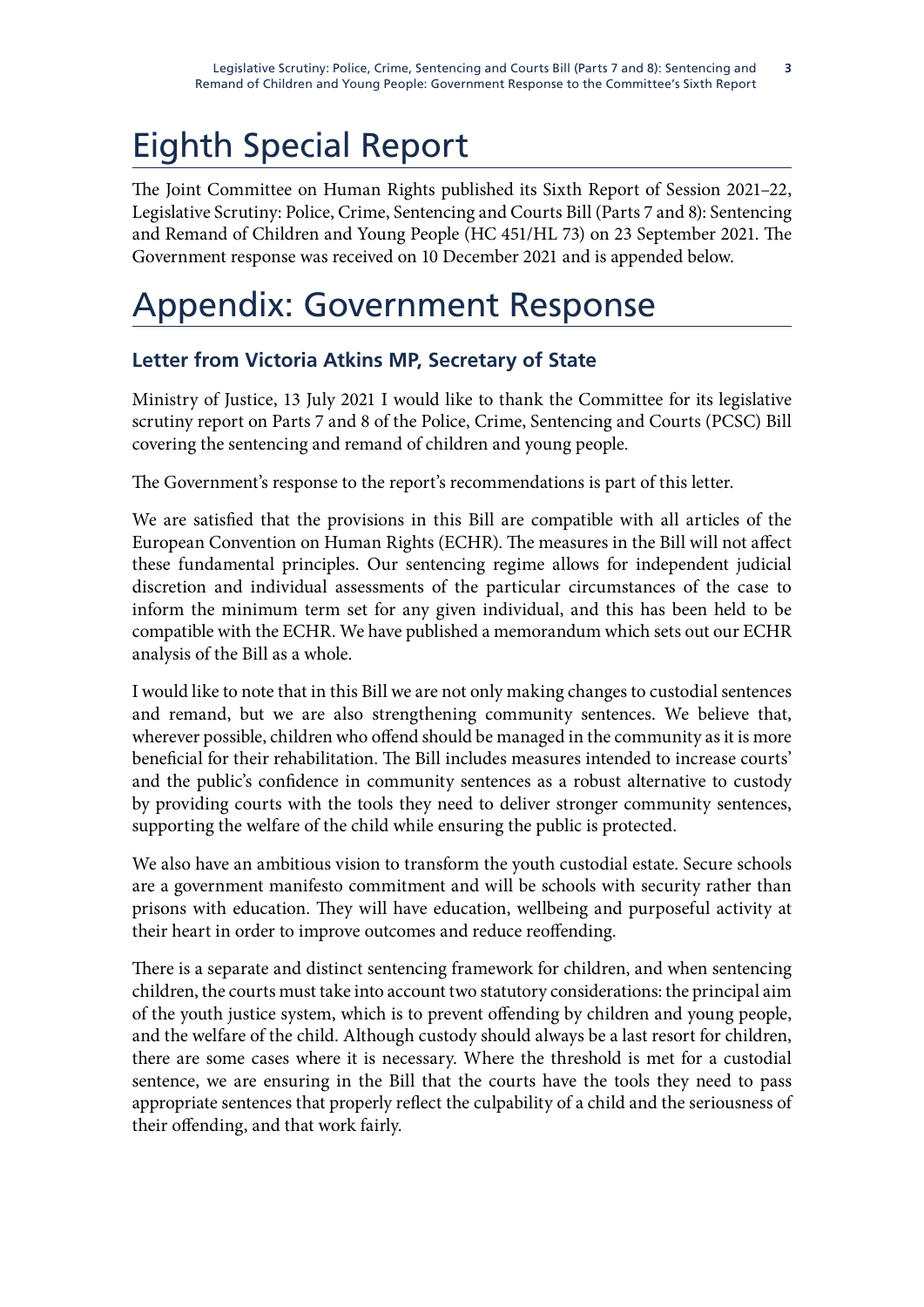# Eighth Special Report

The Joint Committee on Human Rights published its Sixth Report of Session 2021–22, Legislative Scrutiny: Police, Crime, Sentencing and Courts Bill (Parts 7 and 8): Sentencing and Remand of Children and Young People (HC 451/HL 73) on 23 September 2021. The Government response was received on 10 December 2021 and is appended below.

# Appendix: Government Response

### Letter from Victoria Atkins MP, Secretary of State

Ministry of Justice, 13 July 2021 I would like to thank the Committee for its legislative scrutiny report on Parts 7 and 8 of the Police, Crime, Sentencing and Courts (PCSC) Bill covering the sentencing and remand of children and young people.

The Government's response to the report's recommendations is part of this letter.

We are satisfied that the provisions in this Bill are compatible with all articles of the European Convention on Human Rights (ECHR). The measures in the Bill will not affect these fundamental principles. Our sentencing regime allows for independent judicial discretion and individual assessments of the particular circumstances of the case to inform the minimum term set for any given individual, and this has been held to be compatible with the ECHR. We have published a memorandum which sets out our ECHR analysis of the Bill as a whole.

I would like to note that in this Bill we are not only making changes to custodial sentences and remand, but we are also strengthening community sentences. We believe that, wherever possible, children who offend should be managed in the community as it is more beneficial for their rehabilitation. The Bill includes measures intended to increase courts' and the public's confidence in community sentences as a robust alternative to custody by providing courts with the tools they need to deliver stronger community sentences, supporting the welfare of the child while ensuring the public is protected.

We also have an ambitious vision to transform the youth custodial estate. Secure schools are a government manifesto commitment and will be schools with security rather than prisons with education. They will have education, wellbeing and purposeful activity at their heart in order to improve outcomes and reduce reoffending.

There is a separate and distinct sentencing framework for children, and when sentencing children, the courts must take into account two statutory considerations: the principal aim of the youth justice system, which is to prevent offending by children and young people, and the welfare of the child. Although custody should always be a last resort for children, there are some cases where it is necessary. Where the threshold is met for a custodial sentence, we are ensuring in the Bill that the courts have the tools they need to pass appropriate sentences that properly reflect the culpability of a child and the seriousness of their offending, and that work fairly.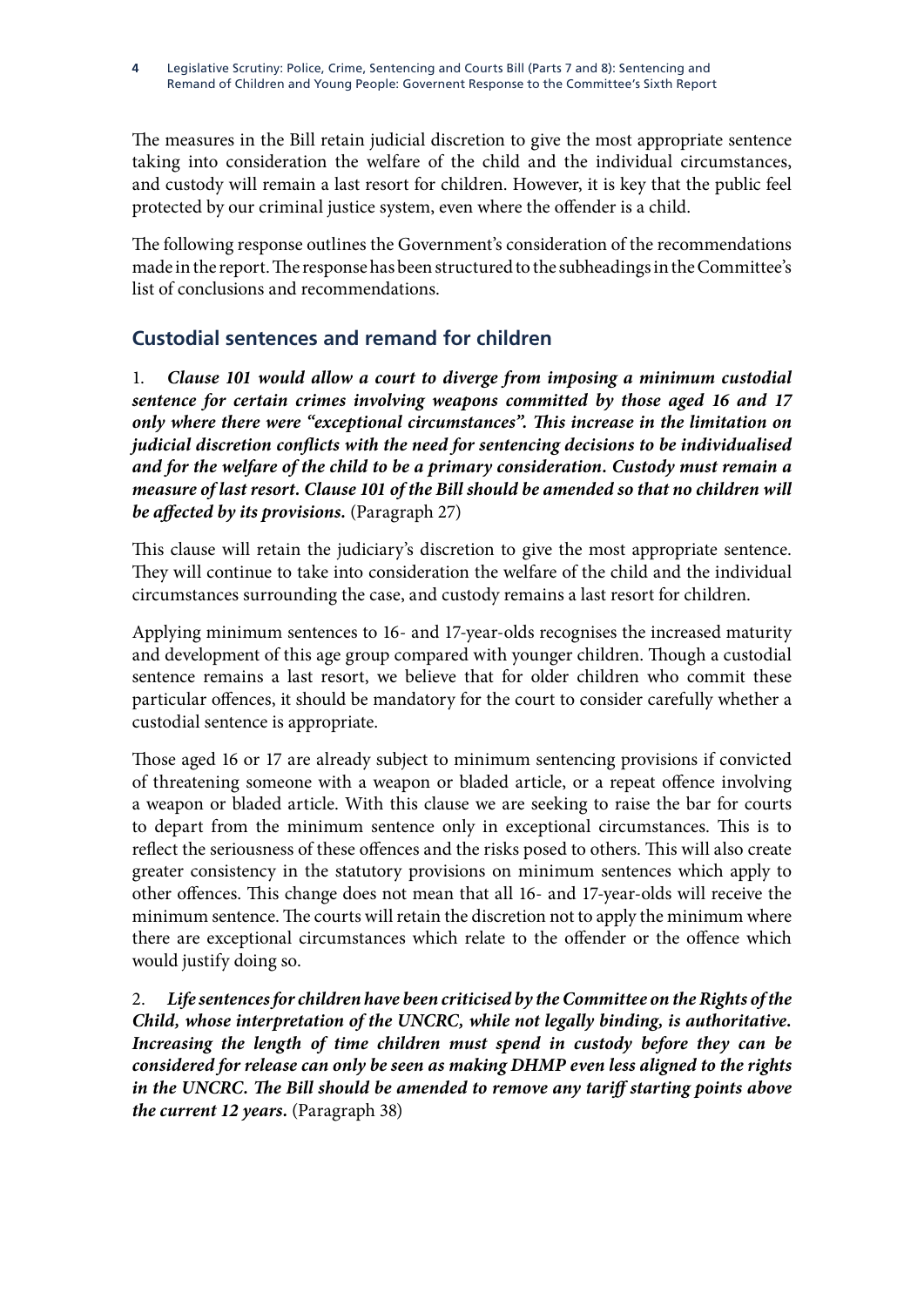The measures in the Bill retain judicial discretion to give the most appropriate sentence taking into consideration the welfare of the child and the individual circumstances, and custody will remain a last resort for children. However, it is key that the public feel protected by our criminal justice system, even where the offender is a child.

The following response outlines the Government's consideration of the recommendations made in the report. The response has been structured to the subheadings in the Committee's list of conclusions and recommendations.

## Custodial sentences and remand for children

1. ***Clause 101 would allow a court to diverge from imposing a minimum custodial sentence for certain crimes involving weapons committed by those aged 16 and 17 only where there were "exceptional circumstances". This increase in the limitation on judicial discretion conflicts with the need for sentencing decisions to be individualised and for the welfare of the child to be a primary consideration. Custody must remain a measure of last resort. Clause 101 of the Bill should be amended so that no children will be affected by its provisions.*** (Paragraph 27)

This clause will retain the judiciary's discretion to give the most appropriate sentence. They will continue to take into consideration the welfare of the child and the individual circumstances surrounding the case, and custody remains a last resort for children.

Applying minimum sentences to 16- and 17-year-olds recognises the increased maturity and development of this age group compared with younger children. Though a custodial sentence remains a last resort, we believe that for older children who commit these particular offences, it should be mandatory for the court to consider carefully whether a custodial sentence is appropriate.

Those aged 16 or 17 are already subject to minimum sentencing provisions if convicted of threatening someone with a weapon or bladed article, or a repeat offence involving a weapon or bladed article. With this clause we are seeking to raise the bar for courts to depart from the minimum sentence only in exceptional circumstances. This is to reflect the seriousness of these offences and the risks posed to others. This will also create greater consistency in the statutory provisions on minimum sentences which apply to other offences. This change does not mean that all 16- and 17-year-olds will receive the minimum sentence. The courts will retain the discretion not to apply the minimum where there are exceptional circumstances which relate to the offender or the offence which would justify doing so.

2. ***Life sentences for children have been criticised by the Committee on the Rights of the Child, whose interpretation of the UNCRC, while not legally binding, is authoritative. Increasing the length of time children must spend in custody before they can be considered for release can only be seen as making DHMP even less aligned to the rights in the UNCRC. The Bill should be amended to remove any tariff starting points above the current 12 years.*** (Paragraph 38)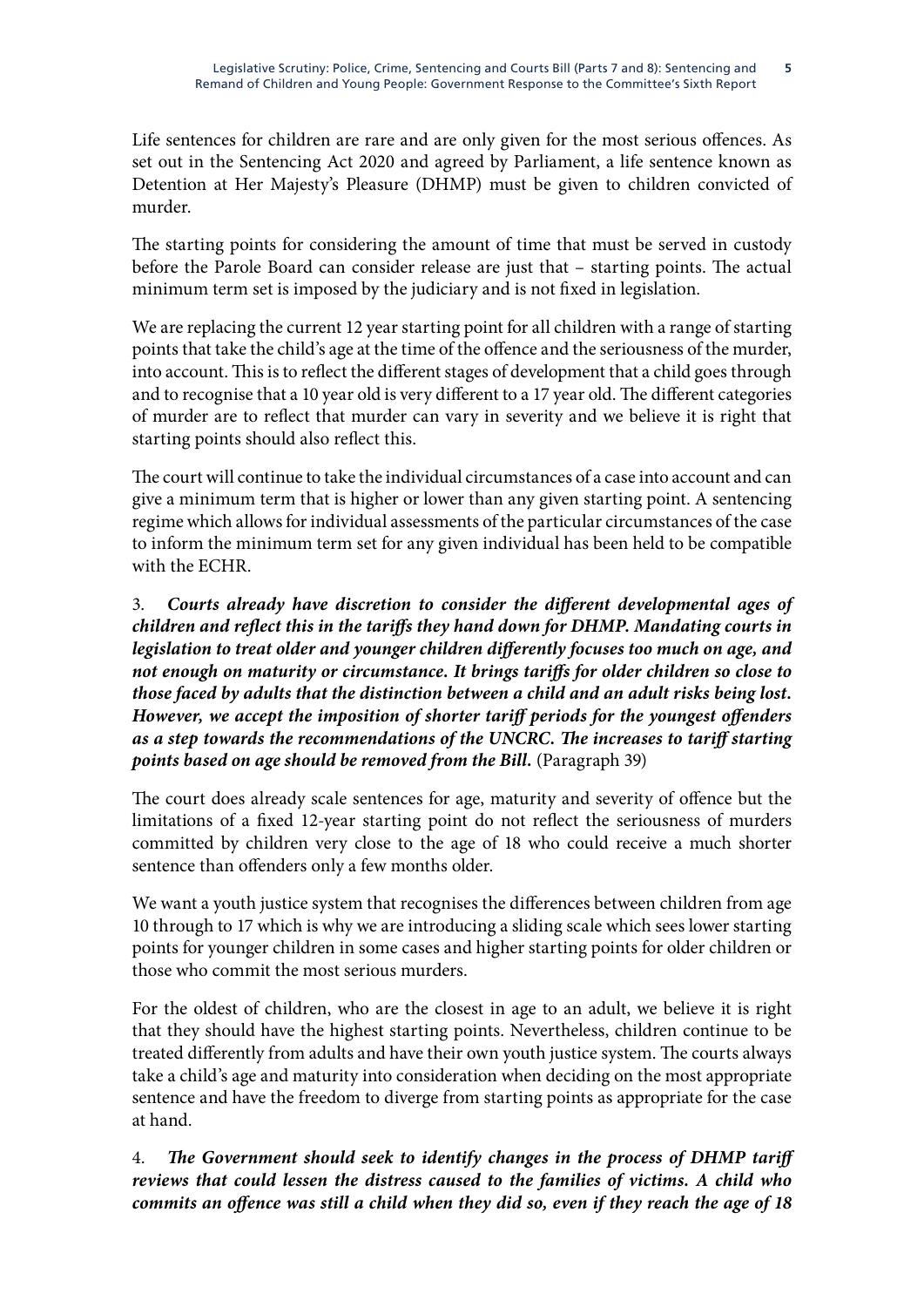Life sentences for children are rare and are only given for the most serious offences. As set out in the Sentencing Act 2020 and agreed by Parliament, a life sentence known as Detention at Her Majesty's Pleasure (DHMP) must be given to children convicted of murder.

The starting points for considering the amount of time that must be served in custody before the Parole Board can consider release are just that – starting points. The actual minimum term set is imposed by the judiciary and is not fixed in legislation.

We are replacing the current 12 year starting point for all children with a range of starting points that take the child's age at the time of the offence and the seriousness of the murder, into account. This is to reflect the different stages of development that a child goes through and to recognise that a 10 year old is very different to a 17 year old. The different categories of murder are to reflect that murder can vary in severity and we believe it is right that starting points should also reflect this.

The court will continue to take the individual circumstances of a case into account and can give a minimum term that is higher or lower than any given starting point. A sentencing regime which allows for individual assessments of the particular circumstances of the case to inform the minimum term set for any given individual has been held to be compatible with the ECHR.

3. ***Courts already have discretion to consider the different developmental ages of children and reflect this in the tariffs they hand down for DHMP. Mandating courts in legislation to treat older and younger children differently focuses too much on age, and not enough on maturity or circumstance. It brings tariffs for older children so close to those faced by adults that the distinction between a child and an adult risks being lost. However, we accept the imposition of shorter tariff periods for the youngest offenders as a step towards the recommendations of the UNCRC. The increases to tariff starting points based on age should be removed from the Bill.*** (Paragraph 39)

The court does already scale sentences for age, maturity and severity of offence but the limitations of a fixed 12-year starting point do not reflect the seriousness of murders committed by children very close to the age of 18 who could receive a much shorter sentence than offenders only a few months older.

We want a youth justice system that recognises the differences between children from age 10 through to 17 which is why we are introducing a sliding scale which sees lower starting points for younger children in some cases and higher starting points for older children or those who commit the most serious murders.

For the oldest of children, who are the closest in age to an adult, we believe it is right that they should have the highest starting points. Nevertheless, children continue to be treated differently from adults and have their own youth justice system. The courts always take a child's age and maturity into consideration when deciding on the most appropriate sentence and have the freedom to diverge from starting points as appropriate for the case at hand.

4. ***The Government should seek to identify changes in the process of DHMP tariff reviews that could lessen the distress caused to the families of victims. A child who commits an offence was still a child when they did so, even if they reach the age of 18***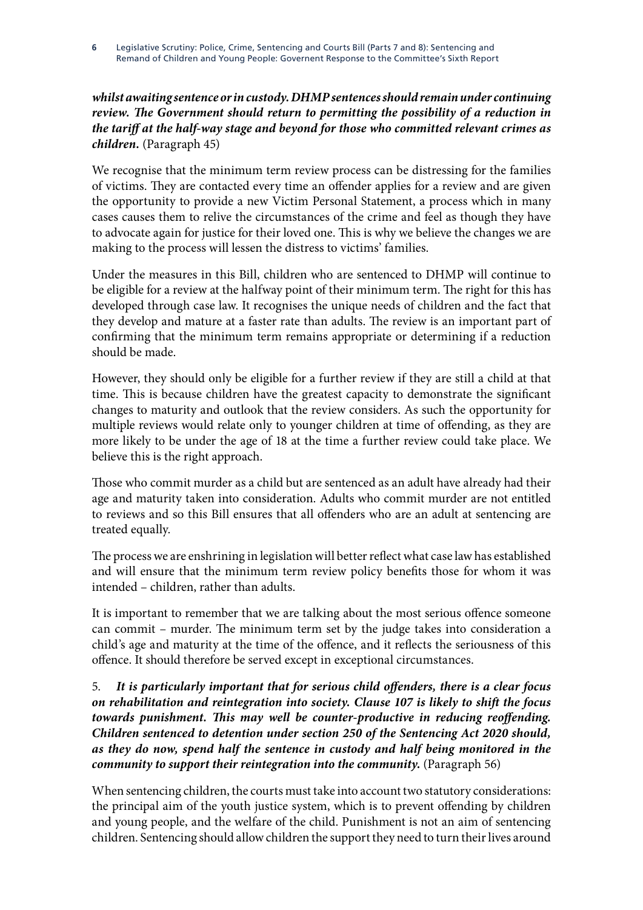***whilst awaiting sentence or in custody. DHMP sentences should remain under continuing review. The Government should return to permitting the possibility of a reduction in the tariff at the half-way stage and beyond for those who committed relevant crimes as children.*** (Paragraph 45)

We recognise that the minimum term review process can be distressing for the families of victims. They are contacted every time an offender applies for a review and are given the opportunity to provide a new Victim Personal Statement, a process which in many cases causes them to relive the circumstances of the crime and feel as though they have to advocate again for justice for their loved one. This is why we believe the changes we are making to the process will lessen the distress to victims' families.

Under the measures in this Bill, children who are sentenced to DHMP will continue to be eligible for a review at the halfway point of their minimum term. The right for this has developed through case law. It recognises the unique needs of children and the fact that they develop and mature at a faster rate than adults. The review is an important part of confirming that the minimum term remains appropriate or determining if a reduction should be made.

However, they should only be eligible for a further review if they are still a child at that time. This is because children have the greatest capacity to demonstrate the significant changes to maturity and outlook that the review considers. As such the opportunity for multiple reviews would relate only to younger children at time of offending, as they are more likely to be under the age of 18 at the time a further review could take place. We believe this is the right approach.

Those who commit murder as a child but are sentenced as an adult have already had their age and maturity taken into consideration. Adults who commit murder are not entitled to reviews and so this Bill ensures that all offenders who are an adult at sentencing are treated equally.

The process we are enshrining in legislation will better reflect what case law has established and will ensure that the minimum term review policy benefits those for whom it was intended – children, rather than adults.

It is important to remember that we are talking about the most serious offence someone can commit – murder. The minimum term set by the judge takes into consideration a child's age and maturity at the time of the offence, and it reflects the seriousness of this offence. It should therefore be served except in exceptional circumstances.

5. ***It is particularly important that for serious child offenders, there is a clear focus on rehabilitation and reintegration into society. Clause 107 is likely to shift the focus towards punishment. This may well be counter-productive in reducing reoffending. Children sentenced to detention under section 250 of the Sentencing Act 2020 should, as they do now, spend half the sentence in custody and half being monitored in the community to support their reintegration into the community.*** (Paragraph 56)

When sentencing children, the courts must take into account two statutory considerations: the principal aim of the youth justice system, which is to prevent offending by children and young people, and the welfare of the child. Punishment is not an aim of sentencing children. Sentencing should allow children the support they need to turn their lives around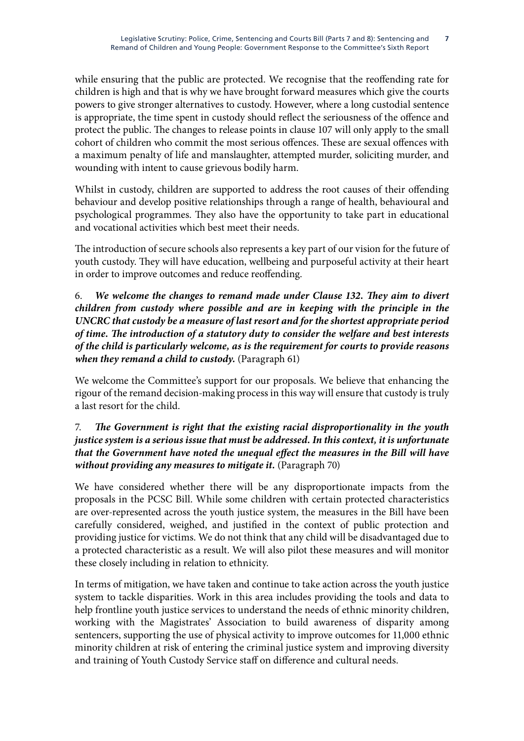while ensuring that the public are protected. We recognise that the reoffending rate for children is high and that is why we have brought forward measures which give the courts powers to give stronger alternatives to custody. However, where a long custodial sentence is appropriate, the time spent in custody should reflect the seriousness of the offence and protect the public. The changes to release points in clause 107 will only apply to the small cohort of children who commit the most serious offences. These are sexual offences with a maximum penalty of life and manslaughter, attempted murder, soliciting murder, and wounding with intent to cause grievous bodily harm.

Whilst in custody, children are supported to address the root causes of their offending behaviour and develop positive relationships through a range of health, behavioural and psychological programmes. They also have the opportunity to take part in educational and vocational activities which best meet their needs.

The introduction of secure schools also represents a key part of our vision for the future of youth custody. They will have education, wellbeing and purposeful activity at their heart in order to improve outcomes and reduce reoffending.

6. ***We welcome the changes to remand made under Clause 132. They aim to divert children from custody where possible and are in keeping with the principle in the UNCRC that custody be a measure of last resort and for the shortest appropriate period of time. The introduction of a statutory duty to consider the welfare and best interests of the child is particularly welcome, as is the requirement for courts to provide reasons when they remand a child to custody.*** (Paragraph 61)

We welcome the Committee's support for our proposals. We believe that enhancing the rigour of the remand decision-making process in this way will ensure that custody is truly a last resort for the child.

7. ***The Government is right that the existing racial disproportionality in the youth justice system is a serious issue that must be addressed. In this context, it is unfortunate that the Government have noted the unequal effect the measures in the Bill will have without providing any measures to mitigate it.*** (Paragraph 70)

We have considered whether there will be any disproportionate impacts from the proposals in the PCSC Bill. While some children with certain protected characteristics are over-represented across the youth justice system, the measures in the Bill have been carefully considered, weighed, and justified in the context of public protection and providing justice for victims. We do not think that any child will be disadvantaged due to a protected characteristic as a result. We will also pilot these measures and will monitor these closely including in relation to ethnicity.

In terms of mitigation, we have taken and continue to take action across the youth justice system to tackle disparities. Work in this area includes providing the tools and data to help frontline youth justice services to understand the needs of ethnic minority children, working with the Magistrates' Association to build awareness of disparity among sentencers, supporting the use of physical activity to improve outcomes for 11,000 ethnic minority children at risk of entering the criminal justice system and improving diversity and training of Youth Custody Service staff on difference and cultural needs.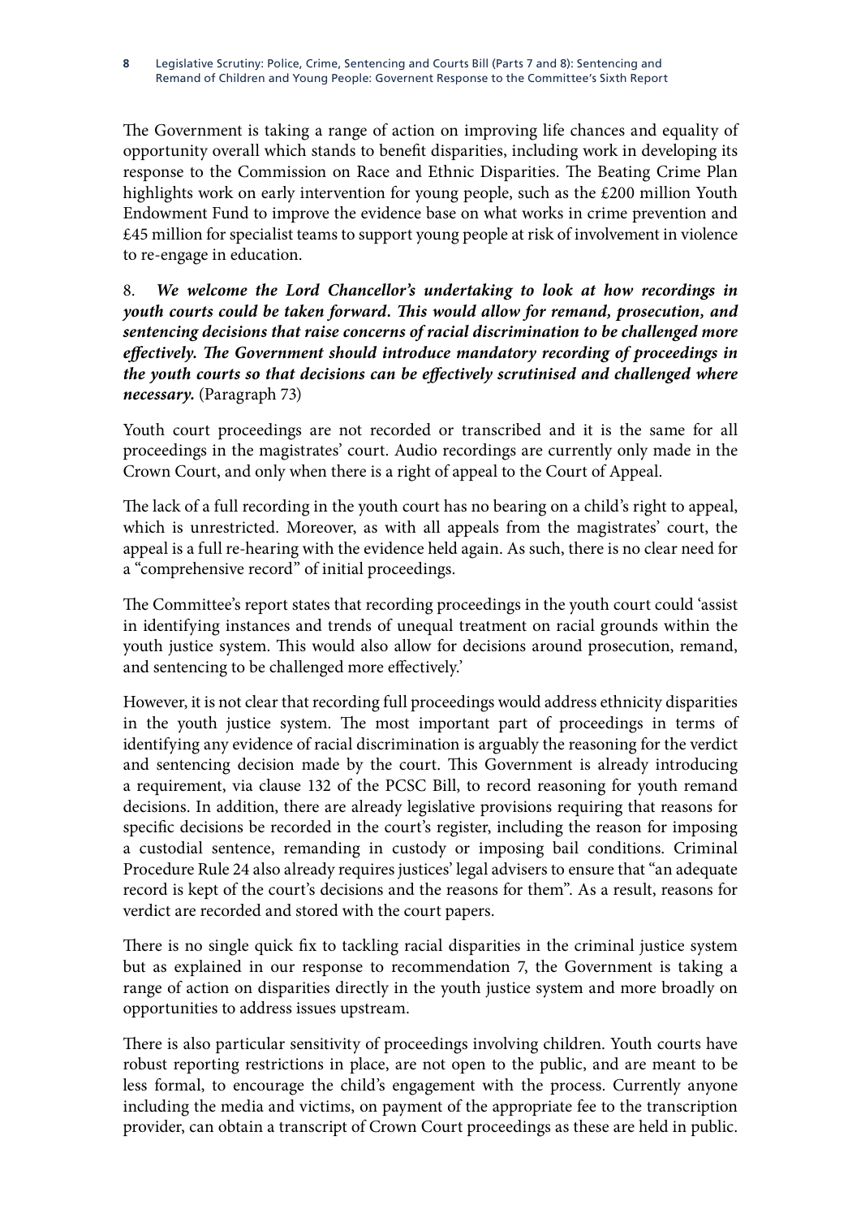The Government is taking a range of action on improving life chances and equality of opportunity overall which stands to benefit disparities, including work in developing its response to the Commission on Race and Ethnic Disparities. The Beating Crime Plan highlights work on early intervention for young people, such as the £200 million Youth Endowment Fund to improve the evidence base on what works in crime prevention and £45 million for specialist teams to support young people at risk of involvement in violence to re-engage in education.

8. ***We welcome the Lord Chancellor's undertaking to look at how recordings in youth courts could be taken forward. This would allow for remand, prosecution, and sentencing decisions that raise concerns of racial discrimination to be challenged more effectively. The Government should introduce mandatory recording of proceedings in the youth courts so that decisions can be effectively scrutinised and challenged where necessary.*** (Paragraph 73)

Youth court proceedings are not recorded or transcribed and it is the same for all proceedings in the magistrates' court. Audio recordings are currently only made in the Crown Court, and only when there is a right of appeal to the Court of Appeal.

The lack of a full recording in the youth court has no bearing on a child's right to appeal, which is unrestricted. Moreover, as with all appeals from the magistrates' court, the appeal is a full re-hearing with the evidence held again. As such, there is no clear need for a "comprehensive record" of initial proceedings.

The Committee's report states that recording proceedings in the youth court could 'assist in identifying instances and trends of unequal treatment on racial grounds within the youth justice system. This would also allow for decisions around prosecution, remand, and sentencing to be challenged more effectively.'

However, it is not clear that recording full proceedings would address ethnicity disparities in the youth justice system. The most important part of proceedings in terms of identifying any evidence of racial discrimination is arguably the reasoning for the verdict and sentencing decision made by the court. This Government is already introducing a requirement, via clause 132 of the PCSC Bill, to record reasoning for youth remand decisions. In addition, there are already legislative provisions requiring that reasons for specific decisions be recorded in the court's register, including the reason for imposing a custodial sentence, remanding in custody or imposing bail conditions. Criminal Procedure Rule 24 also already requires justices' legal advisers to ensure that "an adequate record is kept of the court's decisions and the reasons for them". As a result, reasons for verdict are recorded and stored with the court papers.

There is no single quick fix to tackling racial disparities in the criminal justice system but as explained in our response to recommendation 7, the Government is taking a range of action on disparities directly in the youth justice system and more broadly on opportunities to address issues upstream.

There is also particular sensitivity of proceedings involving children. Youth courts have robust reporting restrictions in place, are not open to the public, and are meant to be less formal, to encourage the child's engagement with the process. Currently anyone including the media and victims, on payment of the appropriate fee to the transcription provider, can obtain a transcript of Crown Court proceedings as these are held in public.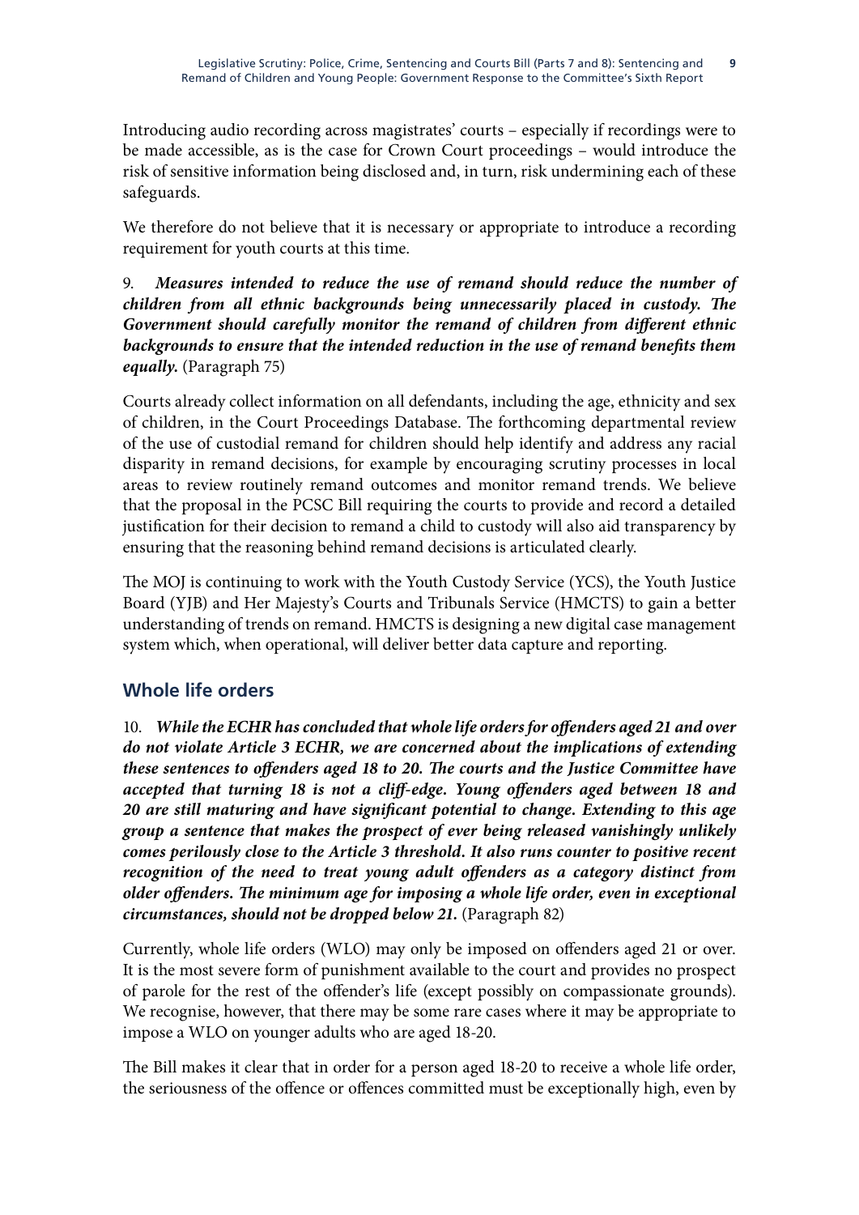Introducing audio recording across magistrates' courts – especially if recordings were to be made accessible, as is the case for Crown Court proceedings – would introduce the risk of sensitive information being disclosed and, in turn, risk undermining each of these safeguards.

We therefore do not believe that it is necessary or appropriate to introduce a recording requirement for youth courts at this time.

9. ***Measures intended to reduce the use of remand should reduce the number of children from all ethnic backgrounds being unnecessarily placed in custody. The Government should carefully monitor the remand of children from different ethnic backgrounds to ensure that the intended reduction in the use of remand benefits them equally.*** (Paragraph 75)

Courts already collect information on all defendants, including the age, ethnicity and sex of children, in the Court Proceedings Database. The forthcoming departmental review of the use of custodial remand for children should help identify and address any racial disparity in remand decisions, for example by encouraging scrutiny processes in local areas to review routinely remand outcomes and monitor remand trends. We believe that the proposal in the PCSC Bill requiring the courts to provide and record a detailed justification for their decision to remand a child to custody will also aid transparency by ensuring that the reasoning behind remand decisions is articulated clearly.

The MOJ is continuing to work with the Youth Custody Service (YCS), the Youth Justice Board (YJB) and Her Majesty's Courts and Tribunals Service (HMCTS) to gain a better understanding of trends on remand. HMCTS is designing a new digital case management system which, when operational, will deliver better data capture and reporting.

## Whole life orders

10. ***While the ECHR has concluded that whole life orders for offenders aged 21 and over do not violate Article 3 ECHR, we are concerned about the implications of extending these sentences to offenders aged 18 to 20. The courts and the Justice Committee have accepted that turning 18 is not a cliff-edge. Young offenders aged between 18 and 20 are still maturing and have significant potential to change. Extending to this age group a sentence that makes the prospect of ever being released vanishingly unlikely comes perilously close to the Article 3 threshold. It also runs counter to positive recent recognition of the need to treat young adult offenders as a category distinct from older offenders. The minimum age for imposing a whole life order, even in exceptional circumstances, should not be dropped below 21.*** (Paragraph 82)

Currently, whole life orders (WLO) may only be imposed on offenders aged 21 or over. It is the most severe form of punishment available to the court and provides no prospect of parole for the rest of the offender's life (except possibly on compassionate grounds). We recognise, however, that there may be some rare cases where it may be appropriate to impose a WLO on younger adults who are aged 18-20.

The Bill makes it clear that in order for a person aged 18-20 to receive a whole life order, the seriousness of the offence or offences committed must be exceptionally high, even by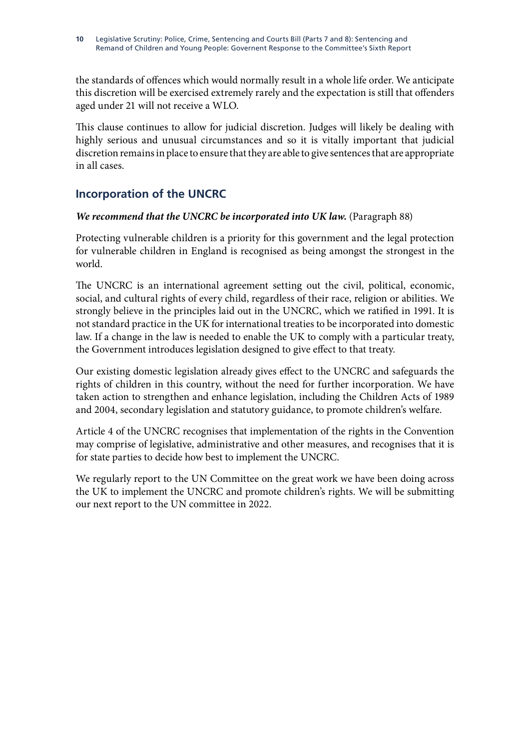the standards of offences which would normally result in a whole life order. We anticipate this discretion will be exercised extremely rarely and the expectation is still that offenders aged under 21 will not receive a WLO.

This clause continues to allow for judicial discretion. Judges will likely be dealing with highly serious and unusual circumstances and so it is vitally important that judicial discretion remains in place to ensure that they are able to give sentences that are appropriate in all cases.

## Incorporation of the UNCRC

***We recommend that the UNCRC be incorporated into UK law.*** (Paragraph 88)

Protecting vulnerable children is a priority for this government and the legal protection for vulnerable children in England is recognised as being amongst the strongest in the world.

The UNCRC is an international agreement setting out the civil, political, economic, social, and cultural rights of every child, regardless of their race, religion or abilities. We strongly believe in the principles laid out in the UNCRC, which we ratified in 1991. It is not standard practice in the UK for international treaties to be incorporated into domestic law. If a change in the law is needed to enable the UK to comply with a particular treaty, the Government introduces legislation designed to give effect to that treaty.

Our existing domestic legislation already gives effect to the UNCRC and safeguards the rights of children in this country, without the need for further incorporation. We have taken action to strengthen and enhance legislation, including the Children Acts of 1989 and 2004, secondary legislation and statutory guidance, to promote children's welfare.

Article 4 of the UNCRC recognises that implementation of the rights in the Convention may comprise of legislative, administrative and other measures, and recognises that it is for state parties to decide how best to implement the UNCRC.

We regularly report to the UN Committee on the great work we have been doing across the UK to implement the UNCRC and promote children's rights. We will be submitting our next report to the UN committee in 2022.